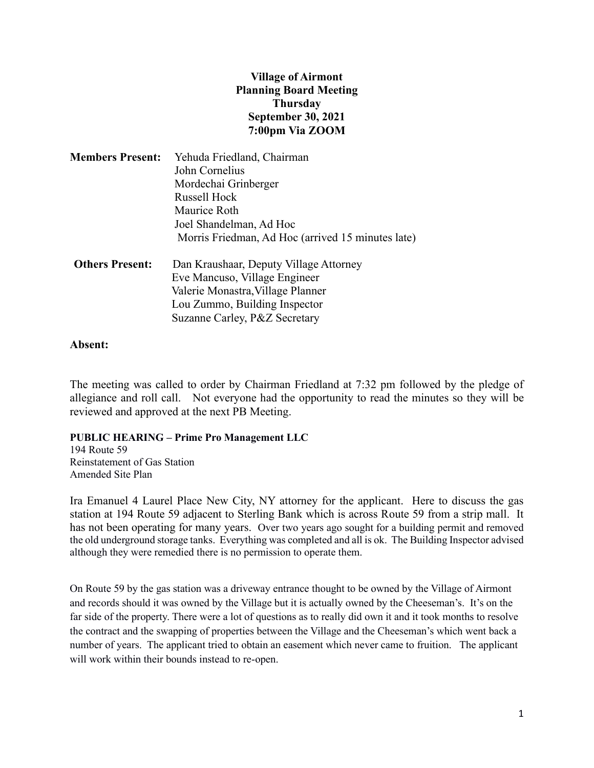**Village of Airmont**
**Planning Board Meeting**
**Thursday**
**September 30, 2021**
**7:00pm Via ZOOM**

**Members Present:** Yehuda Friedland, Chairman
John Cornelius
Mordechai Grinberger
Russell Hock
Maurice Roth
Joel Shandelman, Ad Hoc
Morris Friedman, Ad Hoc (arrived 15 minutes late)

**Others Present:** Dan Kraushaar, Deputy Village Attorney
Eve Mancuso, Village Engineer
Valerie Monastra, Village Planner
Lou Zummo, Building Inspector
Suzanne Carley, P&Z Secretary

**Absent:**

The meeting was called to order by Chairman Friedland at 7:32 pm followed by the pledge of allegiance and roll call. Not everyone had the opportunity to read the minutes so they will be reviewed and approved at the next PB Meeting.

**PUBLIC HEARING – Prime Pro Management LLC**
194 Route 59
Reinstatement of Gas Station
Amended Site Plan

Ira Emanuel 4 Laurel Place New City, NY attorney for the applicant. Here to discuss the gas station at 194 Route 59 adjacent to Sterling Bank which is across Route 59 from a strip mall. It has not been operating for many years. Over two years ago sought for a building permit and removed the old underground storage tanks. Everything was completed and all is ok. The Building Inspector advised although they were remedied there is no permission to operate them.

On Route 59 by the gas station was a driveway entrance thought to be owned by the Village of Airmont and records should it was owned by the Village but it is actually owned by the Cheeseman's. It's on the far side of the property. There were a lot of questions as to really did own it and it took months to resolve the contract and the swapping of properties between the Village and the Cheeseman's which went back a number of years. The applicant tried to obtain an easement which never came to fruition. The applicant will work within their bounds instead to re-open.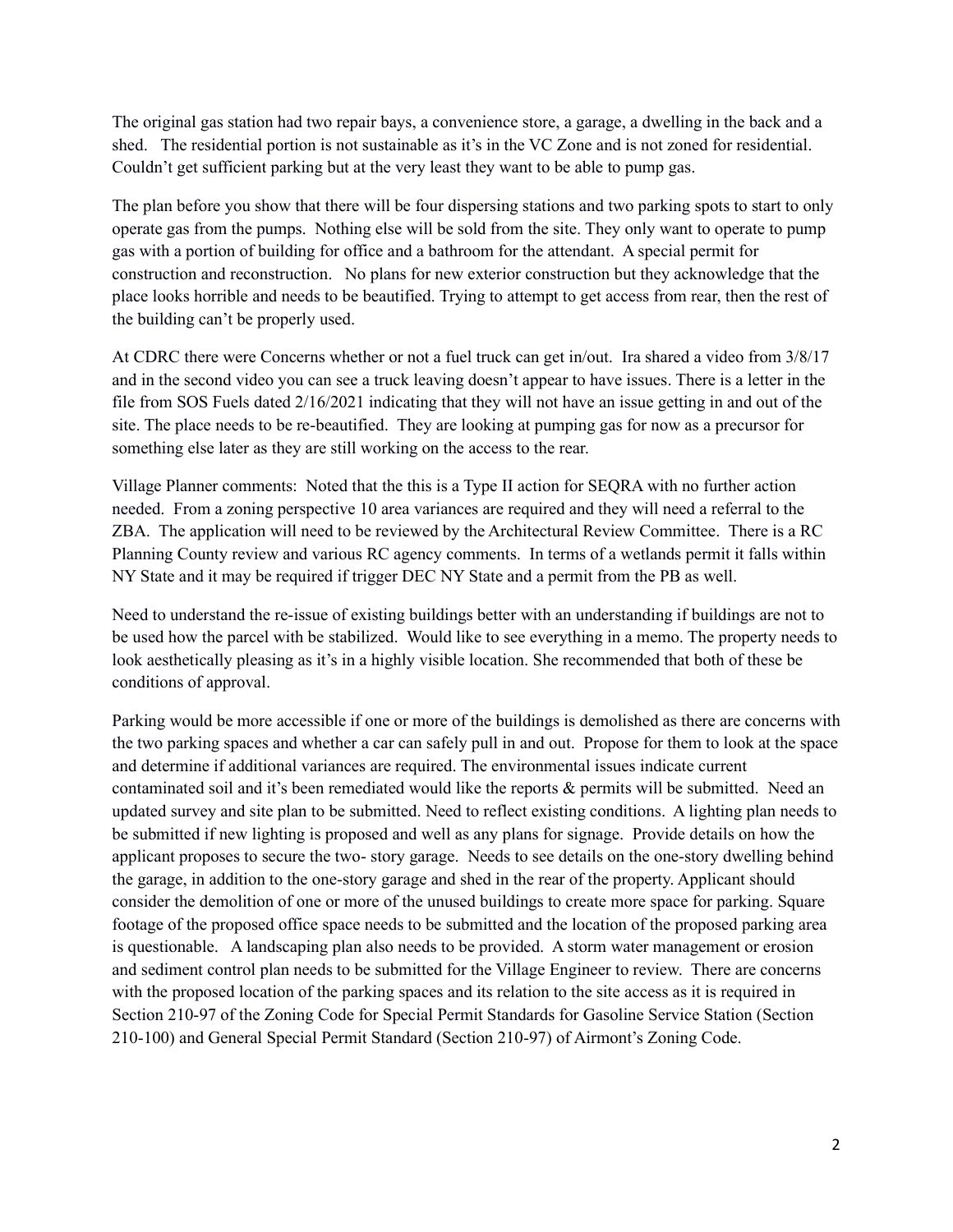The original gas station had two repair bays, a convenience store, a garage, a dwelling in the back and a shed. The residential portion is not sustainable as it's in the VC Zone and is not zoned for residential. Couldn't get sufficient parking but at the very least they want to be able to pump gas.

The plan before you show that there will be four dispersing stations and two parking spots to start to only operate gas from the pumps. Nothing else will be sold from the site. They only want to operate to pump gas with a portion of building for office and a bathroom for the attendant. A special permit for construction and reconstruction. No plans for new exterior construction but they acknowledge that the place looks horrible and needs to be beautified. Trying to attempt to get access from rear, then the rest of the building can't be properly used.

At CDRC there were Concerns whether or not a fuel truck can get in/out. Ira shared a video from 3/8/17 and in the second video you can see a truck leaving doesn't appear to have issues. There is a letter in the file from SOS Fuels dated 2/16/2021 indicating that they will not have an issue getting in and out of the site. The place needs to be re-beautified. They are looking at pumping gas for now as a precursor for something else later as they are still working on the access to the rear.

Village Planner comments: Noted that the this is a Type II action for SEQRA with no further action needed. From a zoning perspective 10 area variances are required and they will need a referral to the ZBA. The application will need to be reviewed by the Architectural Review Committee. There is a RC Planning County review and various RC agency comments. In terms of a wetlands permit it falls within NY State and it may be required if trigger DEC NY State and a permit from the PB as well.

Need to understand the re-issue of existing buildings better with an understanding if buildings are not to be used how the parcel with be stabilized. Would like to see everything in a memo. The property needs to look aesthetically pleasing as it's in a highly visible location. She recommended that both of these be conditions of approval.

Parking would be more accessible if one or more of the buildings is demolished as there are concerns with the two parking spaces and whether a car can safely pull in and out. Propose for them to look at the space and determine if additional variances are required. The environmental issues indicate current contaminated soil and it's been remediated would like the reports & permits will be submitted. Need an updated survey and site plan to be submitted. Need to reflect existing conditions. A lighting plan needs to be submitted if new lighting is proposed and well as any plans for signage. Provide details on how the applicant proposes to secure the two- story garage. Needs to see details on the one-story dwelling behind the garage, in addition to the one-story garage and shed in the rear of the property. Applicant should consider the demolition of one or more of the unused buildings to create more space for parking. Square footage of the proposed office space needs to be submitted and the location of the proposed parking area is questionable. A landscaping plan also needs to be provided. A storm water management or erosion and sediment control plan needs to be submitted for the Village Engineer to review. There are concerns with the proposed location of the parking spaces and its relation to the site access as it is required in Section 210-97 of the Zoning Code for Special Permit Standards for Gasoline Service Station (Section 210-100) and General Special Permit Standard (Section 210-97) of Airmont's Zoning Code.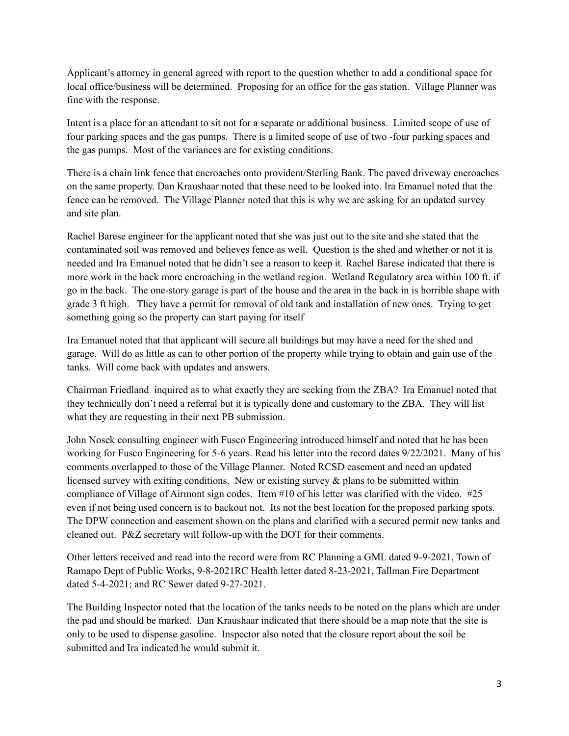Applicant's attorney in general agreed with report to the question whether to add a conditional space for local office/business will be determined. Proposing for an office for the gas station. Village Planner was fine with the response.

Intent is a place for an attendant to sit not for a separate or additional business. Limited scope of use of four parking spaces and the gas pumps. There is a limited scope of use of two -four parking spaces and the gas pumps. Most of the variances are for existing conditions.

There is a chain link fence that encroaches onto provident/Sterling Bank. The paved driveway encroaches on the same property. Dan Kraushaar noted that these need to be looked into. Ira Emanuel noted that the fence can be removed. The Village Planner noted that this is why we are asking for an updated survey and site plan.

Rachel Barese engineer for the applicant noted that she was just out to the site and she stated that the contaminated soil was removed and believes fence as well. Question is the shed and whether or not it is needed and Ira Emanuel noted that he didn't see a reason to keep it. Rachel Barese indicated that there is more work in the back more encroaching in the wetland region. Wetland Regulatory area within 100 ft. if go in the back. The one-story garage is part of the house and the area in the back in is horrible shape with grade 3 ft high. They have a permit for removal of old tank and installation of new ones. Trying to get something going so the property can start paying for itself

Ira Emanuel noted that that applicant will secure all buildings but may have a need for the shed and garage. Will do as little as can to other portion of the property while trying to obtain and gain use of the tanks. Will come back with updates and answers.

Chairman Friedland inquired as to what exactly they are seeking from the ZBA? Ira Emanuel noted that they technically don't need a referral but it is typically done and customary to the ZBA. They will list what they are requesting in their next PB submission.

John Nosek consulting engineer with Fusco Engineering introduced himself and noted that he has been working for Fusco Engineering for 5-6 years. Read his letter into the record dates 9/22/2021. Many of his comments overlapped to those of the Village Planner. Noted RCSD easement and need an updated licensed survey with exiting conditions. New or existing survey & plans to be submitted within compliance of Village of Airmont sign codes. Item #10 of his letter was clarified with the video. #25 even if not being used concern is to backout not. Its not the best location for the proposed parking spots. The DPW connection and easement shown on the plans and clarified with a secured permit new tanks and cleaned out. P&Z secretary will follow-up with the DOT for their comments.

Other letters received and read into the record were from RC Planning a GML dated 9-9-2021, Town of Ramapo Dept of Public Works, 9-8-2021RC Health letter dated 8-23-2021, Tallman Fire Department dated 5-4-2021; and RC Sewer dated 9-27-2021.

The Building Inspector noted that the location of the tanks needs to be noted on the plans which are under the pad and should be marked. Dan Kraushaar indicated that there should be a map note that the site is only to be used to dispense gasoline. Inspector also noted that the closure report about the soil be submitted and Ira indicated he would submit it.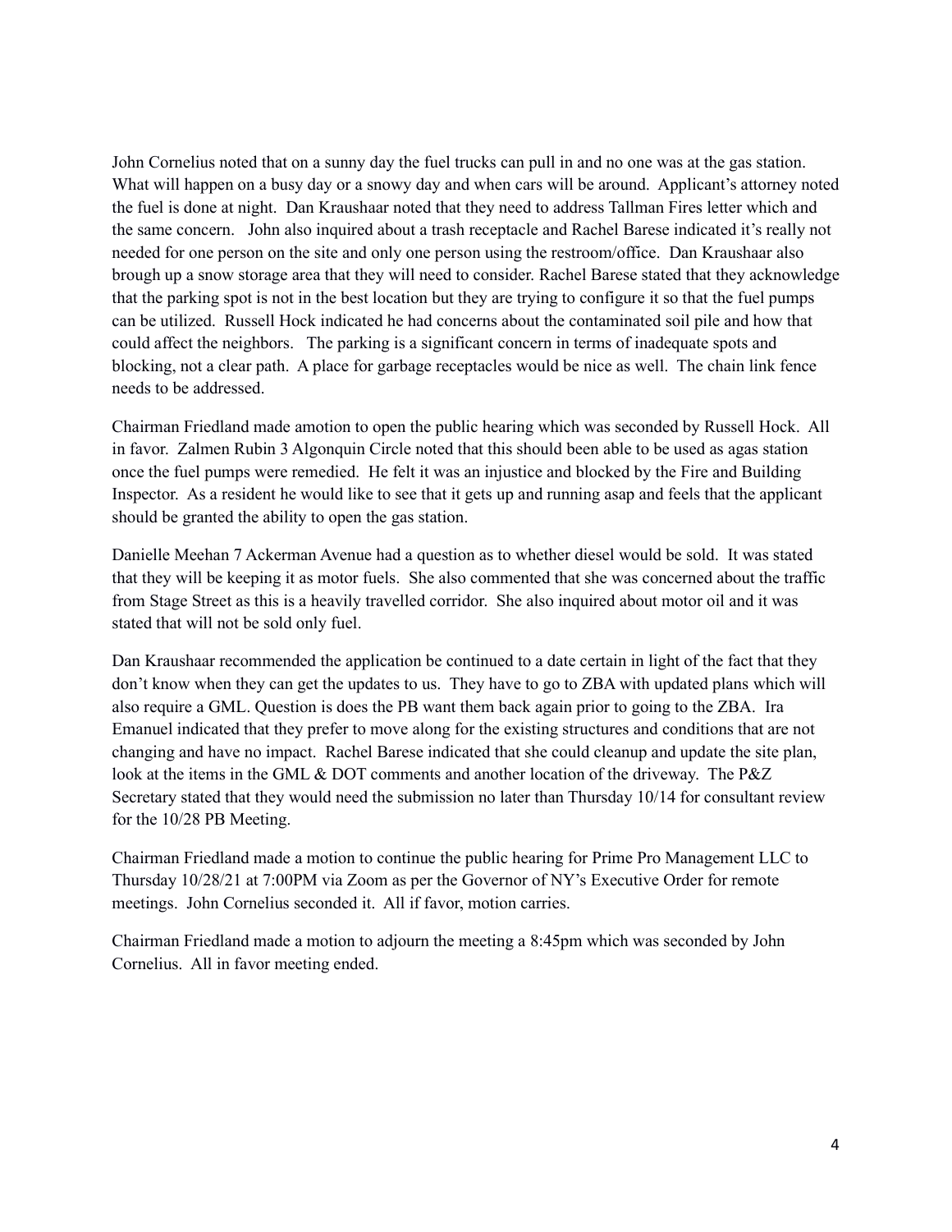John Cornelius noted that on a sunny day the fuel trucks can pull in and no one was at the gas station. What will happen on a busy day or a snowy day and when cars will be around. Applicant's attorney noted the fuel is done at night. Dan Kraushaar noted that they need to address Tallman Fires letter which and the same concern. John also inquired about a trash receptacle and Rachel Barese indicated it's really not needed for one person on the site and only one person using the restroom/office. Dan Kraushaar also brough up a snow storage area that they will need to consider. Rachel Barese stated that they acknowledge that the parking spot is not in the best location but they are trying to configure it so that the fuel pumps can be utilized. Russell Hock indicated he had concerns about the contaminated soil pile and how that could affect the neighbors. The parking is a significant concern in terms of inadequate spots and blocking, not a clear path. A place for garbage receptacles would be nice as well. The chain link fence needs to be addressed.

Chairman Friedland made amotion to open the public hearing which was seconded by Russell Hock. All in favor. Zalmen Rubin 3 Algonquin Circle noted that this should been able to be used as agas station once the fuel pumps were remedied. He felt it was an injustice and blocked by the Fire and Building Inspector. As a resident he would like to see that it gets up and running asap and feels that the applicant should be granted the ability to open the gas station.

Danielle Meehan 7 Ackerman Avenue had a question as to whether diesel would be sold. It was stated that they will be keeping it as motor fuels. She also commented that she was concerned about the traffic from Stage Street as this is a heavily travelled corridor. She also inquired about motor oil and it was stated that will not be sold only fuel.

Dan Kraushaar recommended the application be continued to a date certain in light of the fact that they don't know when they can get the updates to us. They have to go to ZBA with updated plans which will also require a GML. Question is does the PB want them back again prior to going to the ZBA. Ira Emanuel indicated that they prefer to move along for the existing structures and conditions that are not changing and have no impact. Rachel Barese indicated that she could cleanup and update the site plan, look at the items in the GML & DOT comments and another location of the driveway. The P&Z Secretary stated that they would need the submission no later than Thursday 10/14 for consultant review for the 10/28 PB Meeting.

Chairman Friedland made a motion to continue the public hearing for Prime Pro Management LLC to Thursday 10/28/21 at 7:00PM via Zoom as per the Governor of NY's Executive Order for remote meetings. John Cornelius seconded it. All if favor, motion carries.

Chairman Friedland made a motion to adjourn the meeting a 8:45pm which was seconded by John Cornelius. All in favor meeting ended.